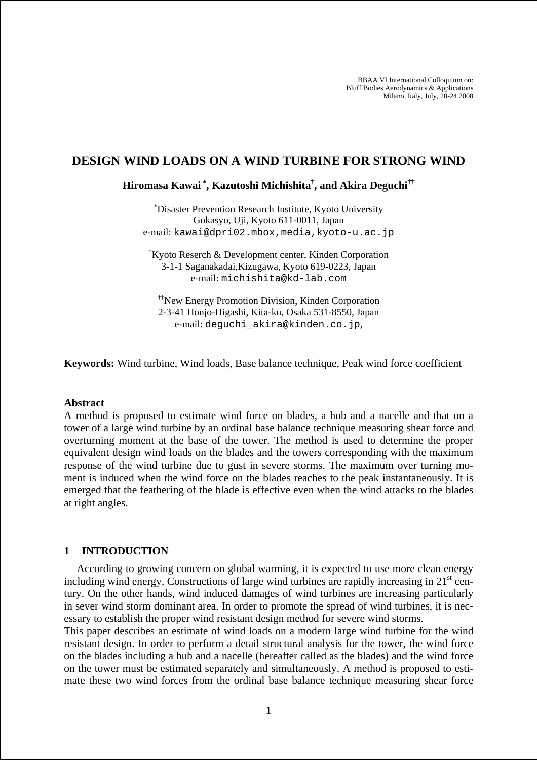BBAA VI International Colloquium on:
Bluff Bodies Aerodynamics & Applications
Milano, Italy, July, 20-24 2008

# DESIGN WIND LOADS ON A WIND TURBINE FOR STRONG WIND

**Hiromasa Kawai [*], Kazutoshi Michishita[†], and Akira Deguchi[††]**

[*] Disaster Prevention Research Institute, Kyoto University
Gokasyo, Uji, Kyoto 611-0011, Japan
e-mail: kawai@dpri02.mbox,media,kyoto-u.ac.jp

[†] Kyoto Reserch & Development center, Kinden Corporation
3-1-1 Saganakadai,Kizugawa, Kyoto 619-0223, Japan
e-mail: michishita@kd-lab.com

[††] New Energy Promotion Division, Kinden Corporation
2-3-41 Honjo-Higashi, Kita-ku, Osaka 531-8550, Japan
e-mail: deguchi_akira@kinden.co.jp,

**Keywords:** Wind turbine, Wind loads, Base balance technique, Peak wind force coefficient

**Abstract**

A method is proposed to estimate wind force on blades, a hub and a nacelle and that on a tower of a large wind turbine by an ordinal base balance technique measuring shear force and overturning moment at the base of the tower. The method is used to determine the proper equivalent design wind loads on the blades and the towers corresponding with the maximum response of the wind turbine due to gust in severe storms. The maximum over turning moment is induced when the wind force on the blades reaches to the peak instantaneously. It is emerged that the feathering of the blade is effective even when the wind attacks to the blades at right angles.

## 1 INTRODUCTION

According to growing concern on global warming, it is expected to use more clean energy including wind energy. Constructions of large wind turbines are rapidly increasing in 21$^{st}$ century. On the other hands, wind induced damages of wind turbines are increasing particularly in sever wind storm dominant area. In order to promote the spread of wind turbines, it is necessary to establish the proper wind resistant design method for severe wind storms.

This paper describes an estimate of wind loads on a modern large wind turbine for the wind resistant design. In order to perform a detail structural analysis for the tower, the wind force on the blades including a hub and a nacelle (hereafter called as the blades) and the wind force on the tower must be estimated separately and simultaneously. A method is proposed to estimate these two wind forces from the ordinal base balance technique measuring shear force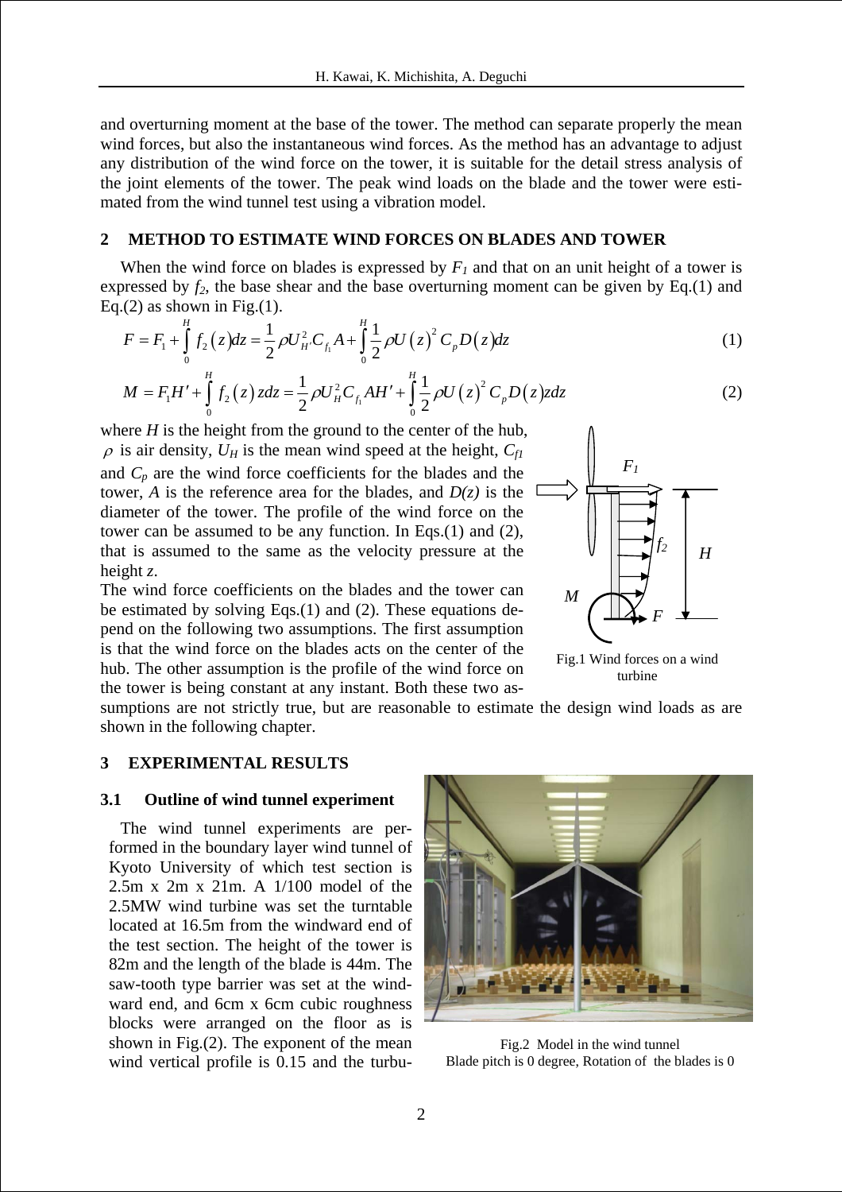and overturning moment at the base of the tower. The method can separate properly the mean wind forces, but also the instantaneous wind forces. As the method has an advantage to adjust any distribution of the wind force on the tower, it is suitable for the detail stress analysis of the joint elements of the tower. The peak wind loads on the blade and the tower were estimated from the wind tunnel test using a vibration model.

## 2 METHOD TO ESTIMATE WIND FORCES ON BLADES AND TOWER

When the wind force on blades is expressed by $F_1$ and that on an unit height of a tower is expressed by $f_2$, the base shear and the base overturning moment can be given by Eq.(1) and Eq.(2) as shown in Fig.(1).

$$F = F_1 + \int_0^H f_2\left(z\right)dz = \frac{1}{2}\rho U_{H'}^2 C_{f_1} A + \int_0^H \frac{1}{2}\rho U\left(z\right)^2 C_p D\left(z\right)dz \tag{1}$$

$$M = F_1 H' + \int_0^H f_2\left(z\right)zdz = \frac{1}{2}\rho U_H^2 C_{f_1} AH' + \int_0^H \frac{1}{2}\rho U\left(z\right)^2 C_p D\left(z\right)zdz \tag{2}$$

where $H$ is the height from the ground to the center of the hub, $\rho$ is air density, $U_H$ is the mean wind speed at the height, $C_{f1}$ and $C_p$ are the wind force coefficients for the blades and the tower, $A$ is the reference area for the blades, and $D(z)$ is the diameter of the tower. The profile of the wind force on the tower can be assumed to be any function. In Eqs.(1) and (2), that is assumed to the same as the velocity pressure at the height $z$.

The wind force coefficients on the blades and the tower can be estimated by solving Eqs.(1) and (2). These equations depend on the following two assumptions. The first assumption is that the wind force on the blades acts on the center of the hub. The other assumption is the profile of the wind force on the tower is being constant at any instant. Both these two assumptions are not strictly true, but are reasonable to estimate the design wind loads as are shown in the following chapter.

Fig.1 Wind forces on a wind turbine

## 3 EXPERIMENTAL RESULTS

### 3.1 Outline of wind tunnel experiment

The wind tunnel experiments are performed in the boundary layer wind tunnel of Kyoto University of which test section is 2.5m x 2m x 21m. A 1/100 model of the 2.5MW wind turbine was set the turntable located at 16.5m from the windward end of the test section. The height of the tower is 82m and the length of the blade is 44m. The saw-tooth type barrier was set at the windward end, and 6cm x 6cm cubic roughness blocks were arranged on the floor as is shown in Fig.(2). The exponent of the mean wind vertical profile is 0.15 and the turbu-

Fig.2 Model in the wind tunnel
Blade pitch is 0 degree, Rotation of the blades is 0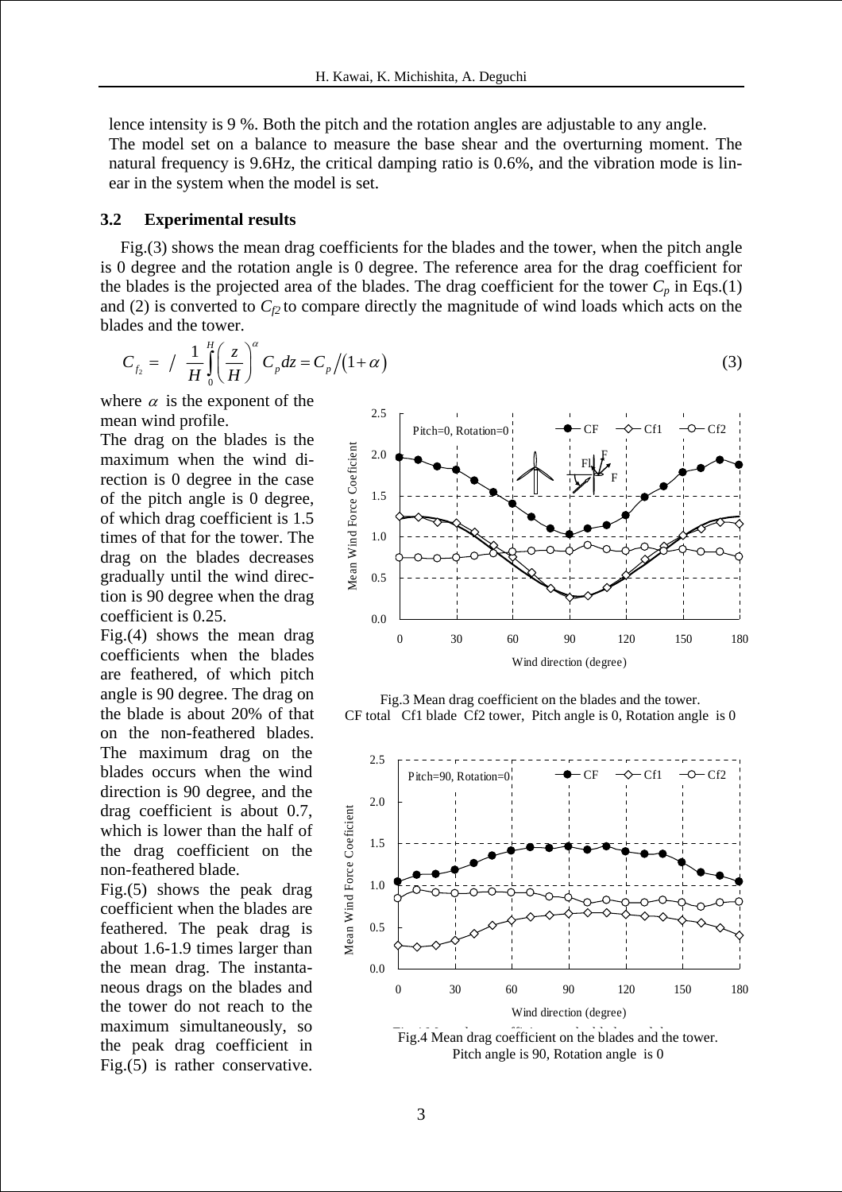lence intensity is 9 %. Both the pitch and the rotation angles are adjustable to any angle.
The model set on a balance to measure the base shear and the overturning moment. The natural frequency is 9.6Hz, the critical damping ratio is 0.6%, and the vibration mode is linear in the system when the model is set.

### 3.2 Experimental results

Fig.(3) shows the mean drag coefficients for the blades and the tower, when the pitch angle is 0 degree and the rotation angle is 0 degree. The reference area for the drag coefficient for the blades is the projected area of the blades. The drag coefficient for the tower $C_p$ in Eqs.(1) and (2) is converted to $C_{f2}$ to compare directly the magnitude of wind loads which acts on the blades and the tower.

$$C_{f_2} = \Big/ \frac{1}{H}\int_0^H \left(\frac{z}{H}\right)^{\alpha} C_p dz = C_p / (1+\alpha) \tag{3}$$

where $\alpha$ is the exponent of the mean wind profile.

The drag on the blades is the maximum when the wind direction is 0 degree in the case of the pitch angle is 0 degree, of which drag coefficient is 1.5 times of that for the tower. The drag on the blades decreases gradually until the wind direction is 90 degree when the drag coefficient is 0.25.

Fig.(4) shows the mean drag coefficients when the blades are feathered, of which pitch angle is 90 degree. The drag on the blade is about 20% of that on the non-feathered blades. The maximum drag on the blades occurs when the wind direction is 90 degree, and the drag coefficient is about 0.7, which is lower than the half of the drag coefficient on the non-feathered blade.

Fig.(5) shows the peak drag coefficient when the blades are feathered. The peak drag is about 1.6-1.9 times larger than the mean drag. The instantaneous drags on the blades and the tower do not reach to the maximum simultaneously, so the peak drag coefficient in Fig.(5) is rather conservative.

Fig.3 Mean drag coefficient on the blades and the tower.
CF total Cf1 blade Cf2 tower, Pitch angle is 0, Rotation angle is 0

Fig.4 Mean drag coefficient on the blades and the tower.
Pitch angle is 90, Rotation angle is 0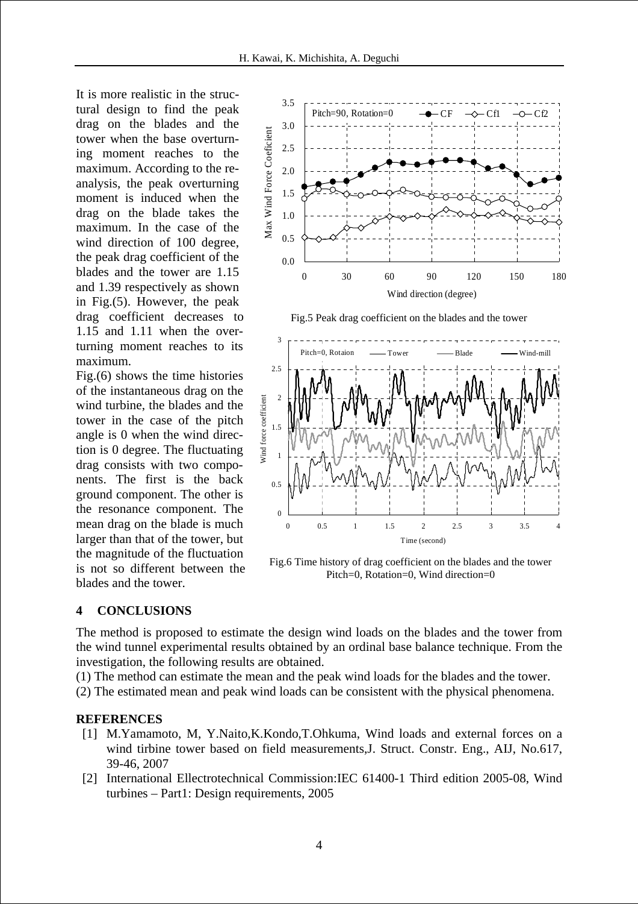It is more realistic in the structural design to find the peak drag on the blades and the tower when the base overturning moment reaches to the maximum. According to the reanalysis, the peak overturning moment is induced when the drag on the blade takes the maximum. In the case of the wind direction of 100 degree, the peak drag coefficient of the blades and the tower are 1.15 and 1.39 respectively as shown in Fig.(5). However, the peak drag coefficient decreases to 1.15 and 1.11 when the overturning moment reaches to its maximum.

Fig.(6) shows the time histories of the instantaneous drag on the wind turbine, the blades and the tower in the case of the pitch angle is 0 when the wind direction is 0 degree. The fluctuating drag consists with two components. The first is the back ground component. The other is the resonance component. The mean drag on the blade is much larger than that of the tower, but the magnitude of the fluctuation is not so different between the blades and the tower.

Pitch=90, Rotation=0
CF
Cf1
Cf2
Max Wind Force Coeficient
3.5
3.0
2.5
2.0
1.5
1.0
0.5
0.0
0
30
60
90
120
150
180
Wind direction (degree)

Fig.5 Peak drag coefficient on the blades and the tower

Pitch=0, Rotaion
Tower
Blade
Wind-mill
Wind force coefficient
3
2.5
2
1.5
1
0.5
0
0
0.5
1
1.5
2
2.5
3
3.5
4
Time (second)

Fig.6 Time history of drag coefficient on the blades and the tower
Pitch=0, Rotation=0, Wind direction=0

## 4 CONCLUSIONS

The method is proposed to estimate the design wind loads on the blades and the tower from the wind tunnel experimental results obtained by an ordinal base balance technique. From the investigation, the following results are obtained.

(1) The method can estimate the mean and the peak wind loads for the blades and the tower.

(2) The estimated mean and peak wind loads can be consistent with the physical phenomena.

## REFERENCES

[1] M.Yamamoto, M, Y.Naito,K.Kondo,T.Ohkuma, Wind loads and external forces on a wind tirbine tower based on field measurements,J. Struct. Constr. Eng., AIJ, No.617, 39-46, 2007

[2] International Ellectrotechnical Commission:IEC 61400-1 Third edition 2005-08, Wind turbines – Part1: Design requirements, 2005